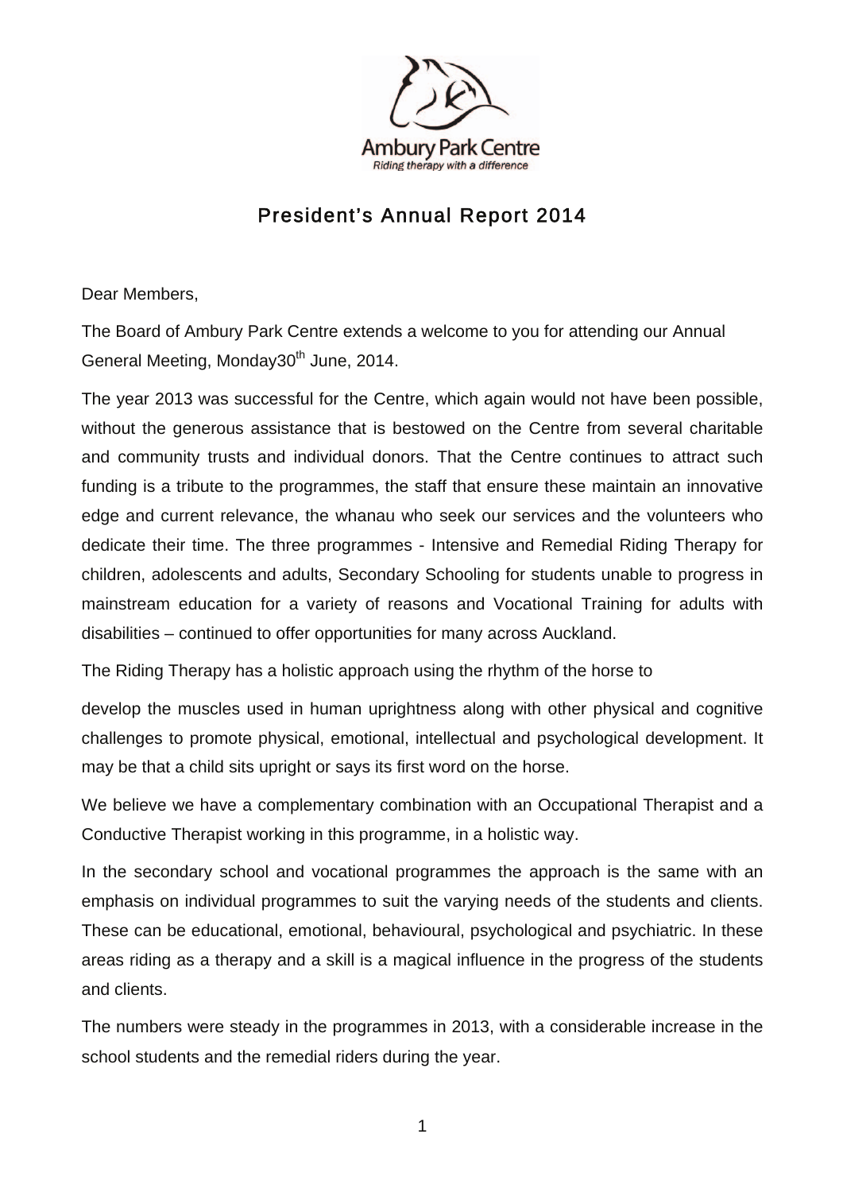Ambury Park Centre

*Riding therapy with a difference*

# President's Annual Report 2014

Dear Members,

The Board of Ambury Park Centre extends a welcome to you for attending our Annual General Meeting, Monday30th June, 2014.

The year 2013 was successful for the Centre, which again would not have been possible, without the generous assistance that is bestowed on the Centre from several charitable and community trusts and individual donors. That the Centre continues to attract such funding is a tribute to the programmes, the staff that ensure these maintain an innovative edge and current relevance, the whanau who seek our services and the volunteers who dedicate their time. The three programmes - Intensive and Remedial Riding Therapy for children, adolescents and adults, Secondary Schooling for students unable to progress in mainstream education for a variety of reasons and Vocational Training for adults with disabilities – continued to offer opportunities for many across Auckland.

The Riding Therapy has a holistic approach using the rhythm of the horse to

develop the muscles used in human uprightness along with other physical and cognitive challenges to promote physical, emotional, intellectual and psychological development. It may be that a child sits upright or says its first word on the horse.

We believe we have a complementary combination with an Occupational Therapist and a Conductive Therapist working in this programme, in a holistic way.

In the secondary school and vocational programmes the approach is the same with an emphasis on individual programmes to suit the varying needs of the students and clients. These can be educational, emotional, behavioural, psychological and psychiatric. In these areas riding as a therapy and a skill is a magical influence in the progress of the students and clients.

The numbers were steady in the programmes in 2013, with a considerable increase in the school students and the remedial riders during the year.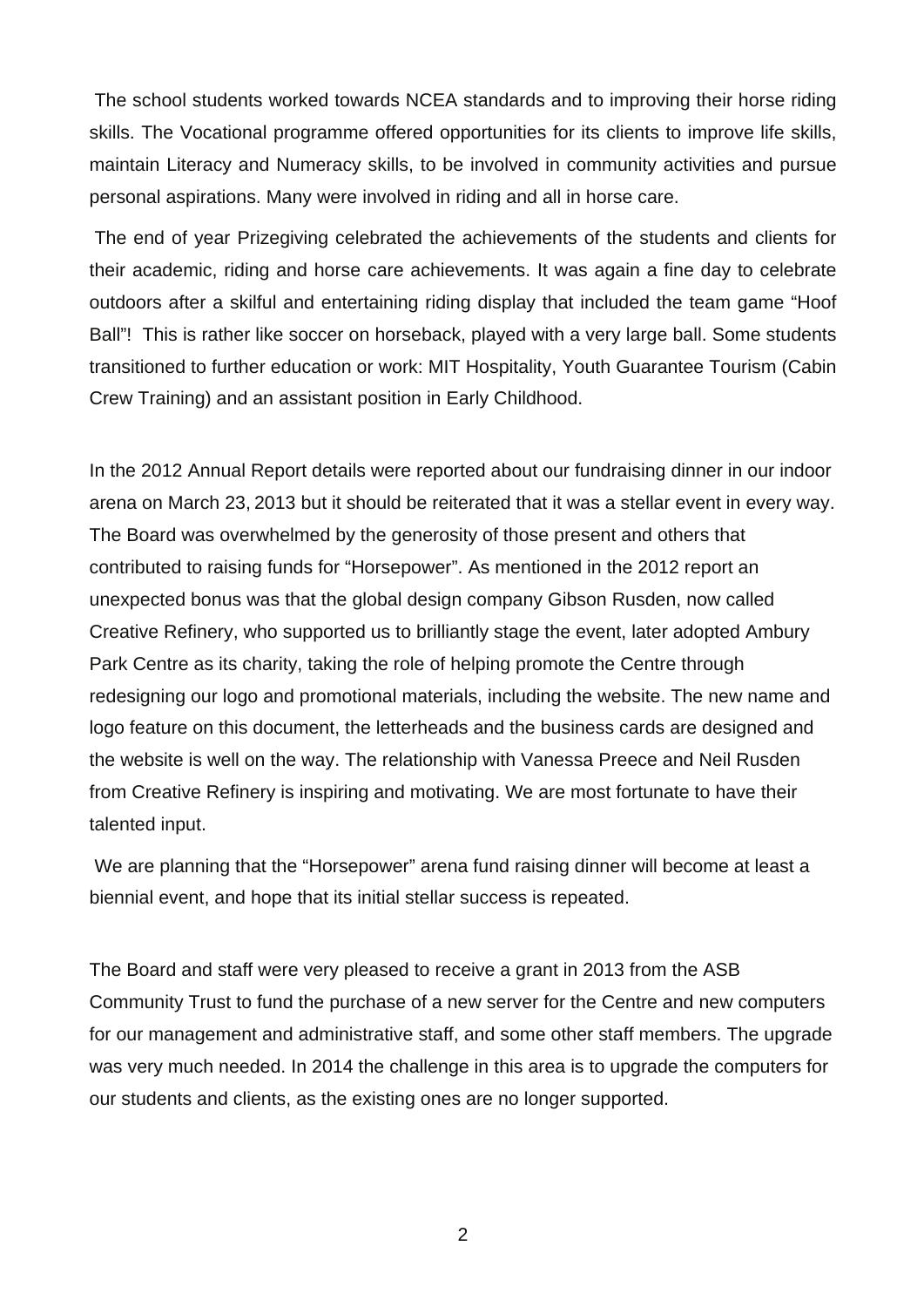The school students worked towards NCEA standards and to improving their horse riding skills. The Vocational programme offered opportunities for its clients to improve life skills, maintain Literacy and Numeracy skills, to be involved in community activities and pursue personal aspirations. Many were involved in riding and all in horse care.

The end of year Prizegiving celebrated the achievements of the students and clients for their academic, riding and horse care achievements. It was again a fine day to celebrate outdoors after a skilful and entertaining riding display that included the team game "Hoof Ball"! This is rather like soccer on horseback, played with a very large ball. Some students transitioned to further education or work: MIT Hospitality, Youth Guarantee Tourism (Cabin Crew Training) and an assistant position in Early Childhood.

In the 2012 Annual Report details were reported about our fundraising dinner in our indoor arena on March 23, 2013 but it should be reiterated that it was a stellar event in every way. The Board was overwhelmed by the generosity of those present and others that contributed to raising funds for "Horsepower". As mentioned in the 2012 report an unexpected bonus was that the global design company Gibson Rusden, now called Creative Refinery, who supported us to brilliantly stage the event, later adopted Ambury Park Centre as its charity, taking the role of helping promote the Centre through redesigning our logo and promotional materials, including the website. The new name and logo feature on this document, the letterheads and the business cards are designed and the website is well on the way. The relationship with Vanessa Preece and Neil Rusden from Creative Refinery is inspiring and motivating. We are most fortunate to have their talented input.

We are planning that the "Horsepower" arena fund raising dinner will become at least a biennial event, and hope that its initial stellar success is repeated.

The Board and staff were very pleased to receive a grant in 2013 from the ASB Community Trust to fund the purchase of a new server for the Centre and new computers for our management and administrative staff, and some other staff members. The upgrade was very much needed. In 2014 the challenge in this area is to upgrade the computers for our students and clients, as the existing ones are no longer supported.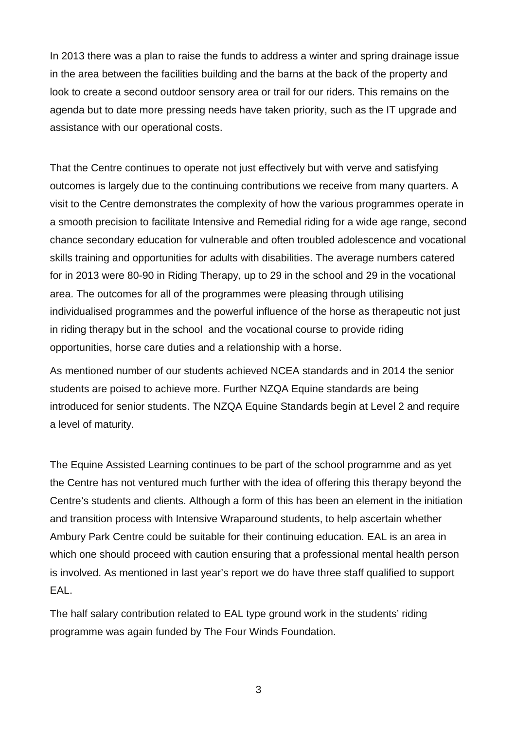In 2013 there was a plan to raise the funds to address a winter and spring drainage issue in the area between the facilities building and the barns at the back of the property and look to create a second outdoor sensory area or trail for our riders. This remains on the agenda but to date more pressing needs have taken priority, such as the IT upgrade and assistance with our operational costs.

That the Centre continues to operate not just effectively but with verve and satisfying outcomes is largely due to the continuing contributions we receive from many quarters. A visit to the Centre demonstrates the complexity of how the various programmes operate in a smooth precision to facilitate Intensive and Remedial riding for a wide age range, second chance secondary education for vulnerable and often troubled adolescence and vocational skills training and opportunities for adults with disabilities. The average numbers catered for in 2013 were 80-90 in Riding Therapy, up to 29 in the school and 29 in the vocational area. The outcomes for all of the programmes were pleasing through utilising individualised programmes and the powerful influence of the horse as therapeutic not just in riding therapy but in the school and the vocational course to provide riding opportunities, horse care duties and a relationship with a horse.

As mentioned number of our students achieved NCEA standards and in 2014 the senior students are poised to achieve more. Further NZQA Equine standards are being introduced for senior students. The NZQA Equine Standards begin at Level 2 and require a level of maturity.

The Equine Assisted Learning continues to be part of the school programme and as yet the Centre has not ventured much further with the idea of offering this therapy beyond the Centre's students and clients. Although a form of this has been an element in the initiation and transition process with Intensive Wraparound students, to help ascertain whether Ambury Park Centre could be suitable for their continuing education. EAL is an area in which one should proceed with caution ensuring that a professional mental health person is involved. As mentioned in last year's report we do have three staff qualified to support EAL.

The half salary contribution related to EAL type ground work in the students' riding programme was again funded by The Four Winds Foundation.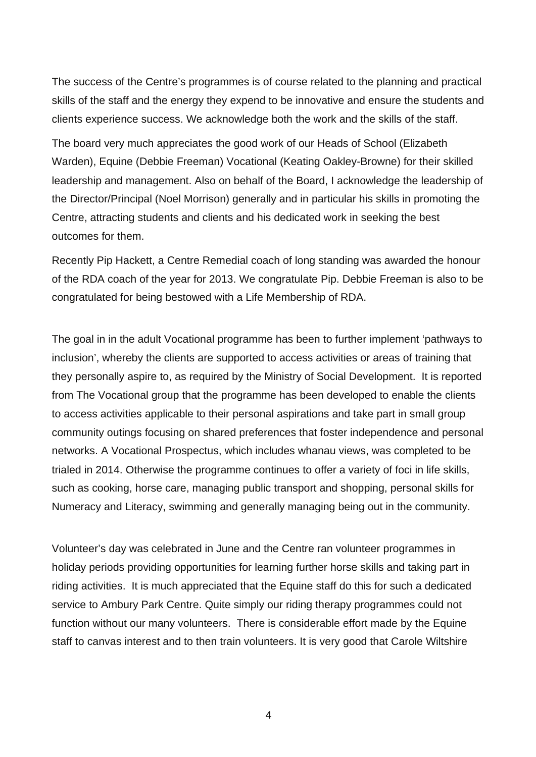The success of the Centre's programmes is of course related to the planning and practical skills of the staff and the energy they expend to be innovative and ensure the students and clients experience success. We acknowledge both the work and the skills of the staff.

The board very much appreciates the good work of our Heads of School (Elizabeth Warden), Equine (Debbie Freeman) Vocational (Keating Oakley-Browne) for their skilled leadership and management. Also on behalf of the Board, I acknowledge the leadership of the Director/Principal (Noel Morrison) generally and in particular his skills in promoting the Centre, attracting students and clients and his dedicated work in seeking the best outcomes for them.

Recently Pip Hackett, a Centre Remedial coach of long standing was awarded the honour of the RDA coach of the year for 2013. We congratulate Pip. Debbie Freeman is also to be congratulated for being bestowed with a Life Membership of RDA.

The goal in in the adult Vocational programme has been to further implement 'pathways to inclusion', whereby the clients are supported to access activities or areas of training that they personally aspire to, as required by the Ministry of Social Development. It is reported from The Vocational group that the programme has been developed to enable the clients to access activities applicable to their personal aspirations and take part in small group community outings focusing on shared preferences that foster independence and personal networks. A Vocational Prospectus, which includes whanau views, was completed to be trialed in 2014. Otherwise the programme continues to offer a variety of foci in life skills, such as cooking, horse care, managing public transport and shopping, personal skills for Numeracy and Literacy, swimming and generally managing being out in the community.

Volunteer's day was celebrated in June and the Centre ran volunteer programmes in holiday periods providing opportunities for learning further horse skills and taking part in riding activities. It is much appreciated that the Equine staff do this for such a dedicated service to Ambury Park Centre. Quite simply our riding therapy programmes could not function without our many volunteers. There is considerable effort made by the Equine staff to canvas interest and to then train volunteers. It is very good that Carole Wiltshire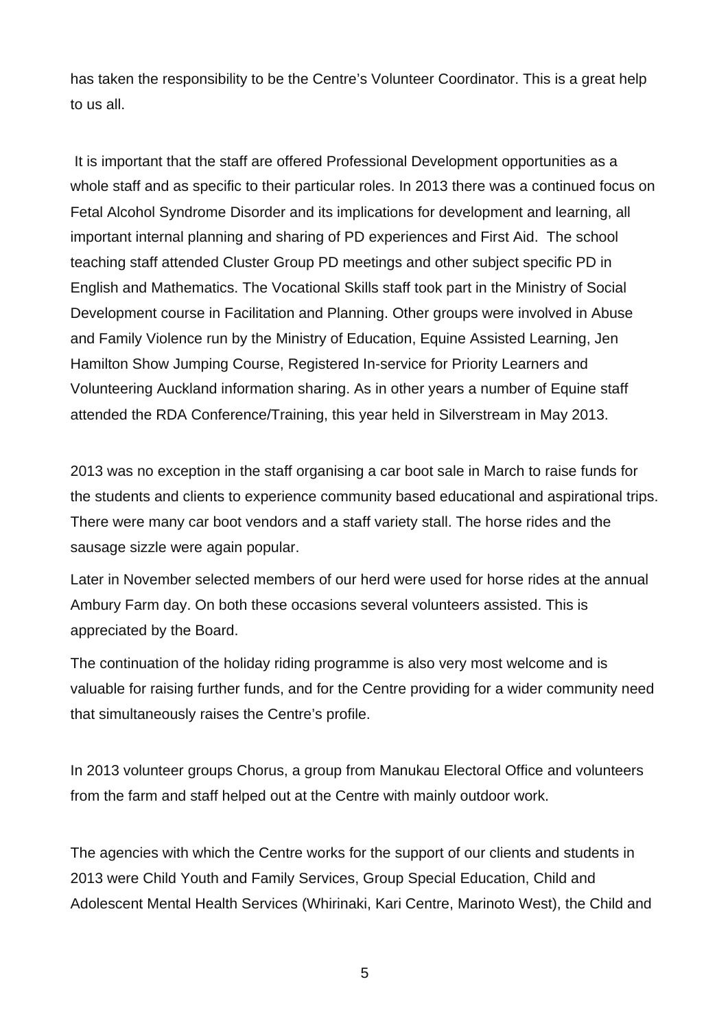has taken the responsibility to be the Centre's Volunteer Coordinator. This is a great help to us all.

It is important that the staff are offered Professional Development opportunities as a whole staff and as specific to their particular roles. In 2013 there was a continued focus on Fetal Alcohol Syndrome Disorder and its implications for development and learning, all important internal planning and sharing of PD experiences and First Aid. The school teaching staff attended Cluster Group PD meetings and other subject specific PD in English and Mathematics. The Vocational Skills staff took part in the Ministry of Social Development course in Facilitation and Planning. Other groups were involved in Abuse and Family Violence run by the Ministry of Education, Equine Assisted Learning, Jen Hamilton Show Jumping Course, Registered In-service for Priority Learners and Volunteering Auckland information sharing. As in other years a number of Equine staff attended the RDA Conference/Training, this year held in Silverstream in May 2013.

2013 was no exception in the staff organising a car boot sale in March to raise funds for the students and clients to experience community based educational and aspirational trips. There were many car boot vendors and a staff variety stall. The horse rides and the sausage sizzle were again popular.

Later in November selected members of our herd were used for horse rides at the annual Ambury Farm day. On both these occasions several volunteers assisted. This is appreciated by the Board.

The continuation of the holiday riding programme is also very most welcome and is valuable for raising further funds, and for the Centre providing for a wider community need that simultaneously raises the Centre's profile.

In 2013 volunteer groups Chorus, a group from Manukau Electoral Office and volunteers from the farm and staff helped out at the Centre with mainly outdoor work.

The agencies with which the Centre works for the support of our clients and students in 2013 were Child Youth and Family Services, Group Special Education, Child and Adolescent Mental Health Services (Whirinaki, Kari Centre, Marinoto West), the Child and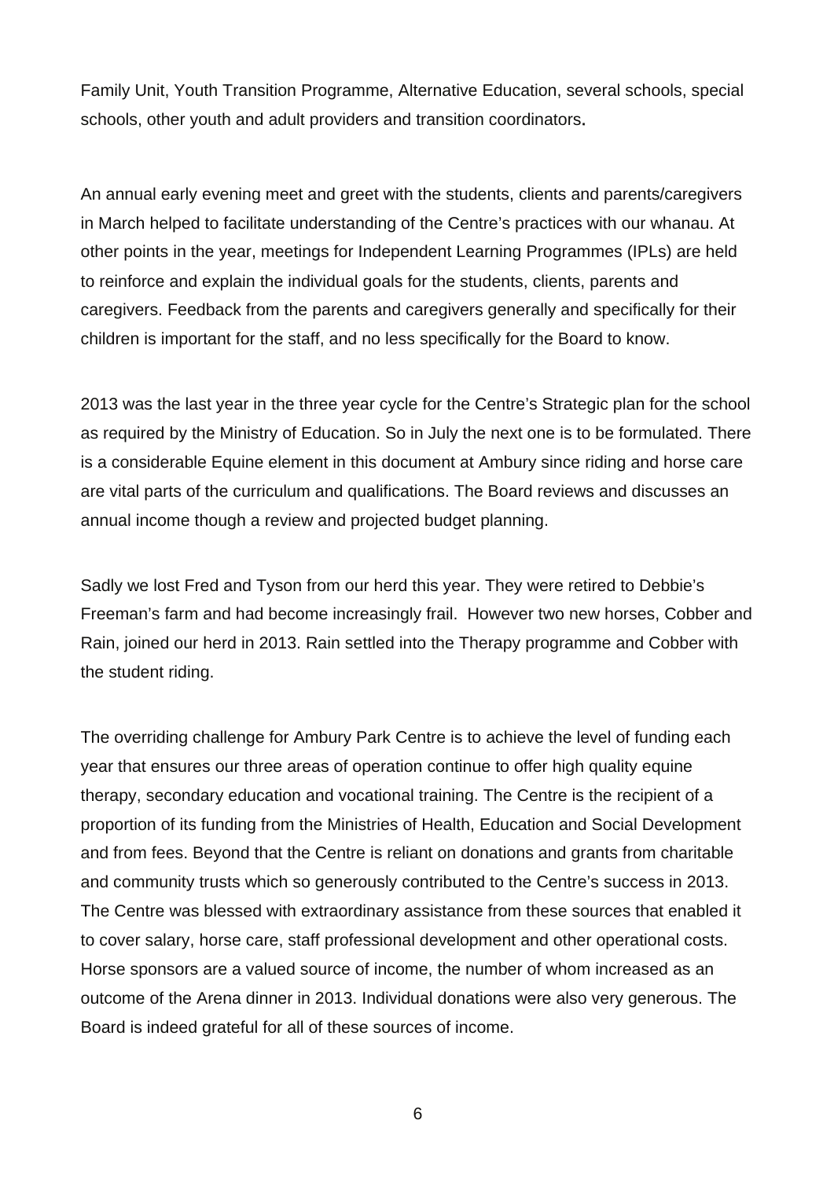Family Unit, Youth Transition Programme, Alternative Education, several schools, special schools, other youth and adult providers and transition coordinators**.**

An annual early evening meet and greet with the students, clients and parents/caregivers in March helped to facilitate understanding of the Centre's practices with our whanau. At other points in the year, meetings for Independent Learning Programmes (IPLs) are held to reinforce and explain the individual goals for the students, clients, parents and caregivers. Feedback from the parents and caregivers generally and specifically for their children is important for the staff, and no less specifically for the Board to know.

2013 was the last year in the three year cycle for the Centre's Strategic plan for the school as required by the Ministry of Education. So in July the next one is to be formulated. There is a considerable Equine element in this document at Ambury since riding and horse care are vital parts of the curriculum and qualifications. The Board reviews and discusses an annual income though a review and projected budget planning.

Sadly we lost Fred and Tyson from our herd this year. They were retired to Debbie's Freeman's farm and had become increasingly frail. However two new horses, Cobber and Rain, joined our herd in 2013. Rain settled into the Therapy programme and Cobber with the student riding.

The overriding challenge for Ambury Park Centre is to achieve the level of funding each year that ensures our three areas of operation continue to offer high quality equine therapy, secondary education and vocational training. The Centre is the recipient of a proportion of its funding from the Ministries of Health, Education and Social Development and from fees. Beyond that the Centre is reliant on donations and grants from charitable and community trusts which so generously contributed to the Centre's success in 2013. The Centre was blessed with extraordinary assistance from these sources that enabled it to cover salary, horse care, staff professional development and other operational costs. Horse sponsors are a valued source of income, the number of whom increased as an outcome of the Arena dinner in 2013. Individual donations were also very generous. The Board is indeed grateful for all of these sources of income.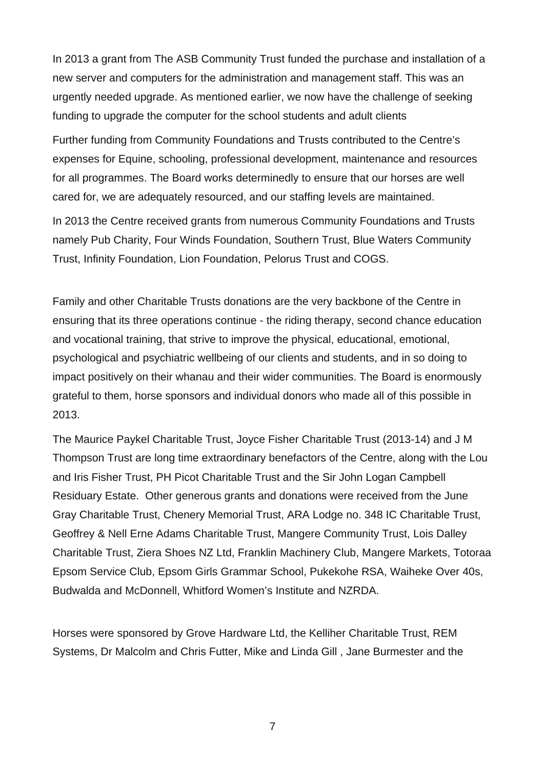In 2013 a grant from The ASB Community Trust funded the purchase and installation of a new server and computers for the administration and management staff. This was an urgently needed upgrade. As mentioned earlier, we now have the challenge of seeking funding to upgrade the computer for the school students and adult clients

Further funding from Community Foundations and Trusts contributed to the Centre's expenses for Equine, schooling, professional development, maintenance and resources for all programmes. The Board works determinedly to ensure that our horses are well cared for, we are adequately resourced, and our staffing levels are maintained.

In 2013 the Centre received grants from numerous Community Foundations and Trusts namely Pub Charity, Four Winds Foundation, Southern Trust, Blue Waters Community Trust, Infinity Foundation, Lion Foundation, Pelorus Trust and COGS.

Family and other Charitable Trusts donations are the very backbone of the Centre in ensuring that its three operations continue - the riding therapy, second chance education and vocational training, that strive to improve the physical, educational, emotional, psychological and psychiatric wellbeing of our clients and students, and in so doing to impact positively on their whanau and their wider communities. The Board is enormously grateful to them, horse sponsors and individual donors who made all of this possible in 2013.

The Maurice Paykel Charitable Trust, Joyce Fisher Charitable Trust (2013-14) and J M Thompson Trust are long time extraordinary benefactors of the Centre, along with the Lou and Iris Fisher Trust, PH Picot Charitable Trust and the Sir John Logan Campbell Residuary Estate. Other generous grants and donations were received from the June Gray Charitable Trust, Chenery Memorial Trust, ARA Lodge no. 348 IC Charitable Trust, Geoffrey & Nell Erne Adams Charitable Trust, Mangere Community Trust, Lois Dalley Charitable Trust, Ziera Shoes NZ Ltd, Franklin Machinery Club, Mangere Markets, Totoraa Epsom Service Club, Epsom Girls Grammar School, Pukekohe RSA, Waiheke Over 40s, Budwalda and McDonnell, Whitford Women's Institute and NZRDA.

Horses were sponsored by Grove Hardware Ltd, the Kelliher Charitable Trust, REM Systems, Dr Malcolm and Chris Futter, Mike and Linda Gill , Jane Burmester and the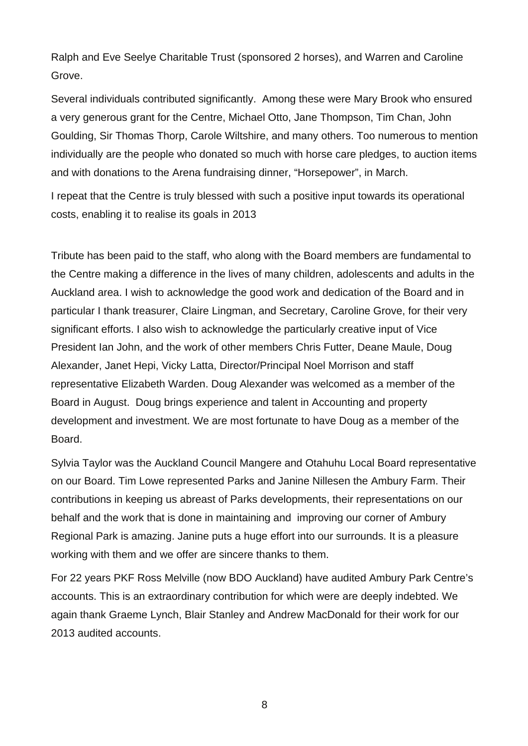Ralph and Eve Seelye Charitable Trust (sponsored 2 horses), and Warren and Caroline Grove.

Several individuals contributed significantly. Among these were Mary Brook who ensured a very generous grant for the Centre, Michael Otto, Jane Thompson, Tim Chan, John Goulding, Sir Thomas Thorp, Carole Wiltshire, and many others. Too numerous to mention individually are the people who donated so much with horse care pledges, to auction items and with donations to the Arena fundraising dinner, "Horsepower", in March.

I repeat that the Centre is truly blessed with such a positive input towards its operational costs, enabling it to realise its goals in 2013

Tribute has been paid to the staff, who along with the Board members are fundamental to the Centre making a difference in the lives of many children, adolescents and adults in the Auckland area. I wish to acknowledge the good work and dedication of the Board and in particular I thank treasurer, Claire Lingman, and Secretary, Caroline Grove, for their very significant efforts. I also wish to acknowledge the particularly creative input of Vice President Ian John, and the work of other members Chris Futter, Deane Maule, Doug Alexander, Janet Hepi, Vicky Latta, Director/Principal Noel Morrison and staff representative Elizabeth Warden. Doug Alexander was welcomed as a member of the Board in August. Doug brings experience and talent in Accounting and property development and investment. We are most fortunate to have Doug as a member of the Board.

Sylvia Taylor was the Auckland Council Mangere and Otahuhu Local Board representative on our Board. Tim Lowe represented Parks and Janine Nillesen the Ambury Farm. Their contributions in keeping us abreast of Parks developments, their representations on our behalf and the work that is done in maintaining and improving our corner of Ambury Regional Park is amazing. Janine puts a huge effort into our surrounds. It is a pleasure working with them and we offer are sincere thanks to them.

For 22 years PKF Ross Melville (now BDO Auckland) have audited Ambury Park Centre's accounts. This is an extraordinary contribution for which were are deeply indebted. We again thank Graeme Lynch, Blair Stanley and Andrew MacDonald for their work for our 2013 audited accounts.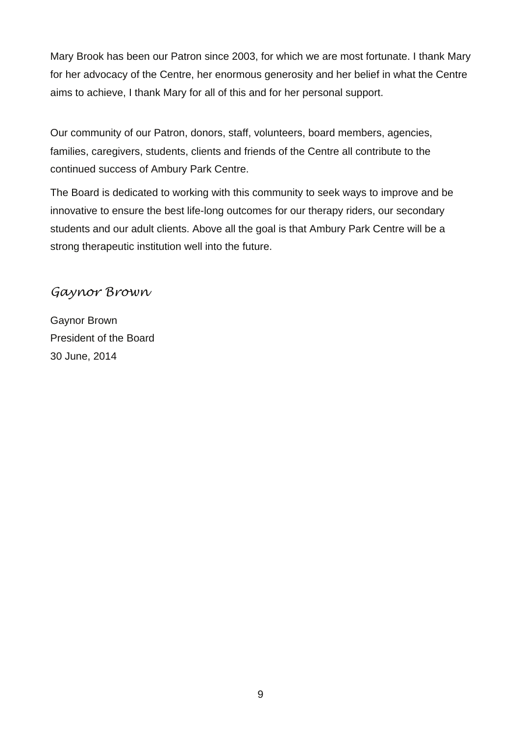Mary Brook has been our Patron since 2003, for which we are most fortunate. I thank Mary for her advocacy of the Centre, her enormous generosity and her belief in what the Centre aims to achieve, I thank Mary for all of this and for her personal support.

Our community of our Patron, donors, staff, volunteers, board members, agencies, families, caregivers, students, clients and friends of the Centre all contribute to the continued success of Ambury Park Centre.

The Board is dedicated to working with this community to seek ways to improve and be innovative to ensure the best life-long outcomes for our therapy riders, our secondary students and our adult clients. Above all the goal is that Ambury Park Centre will be a strong therapeutic institution well into the future.

*Gaynor Brown*

Gaynor Brown
President of the Board
30 June, 2014